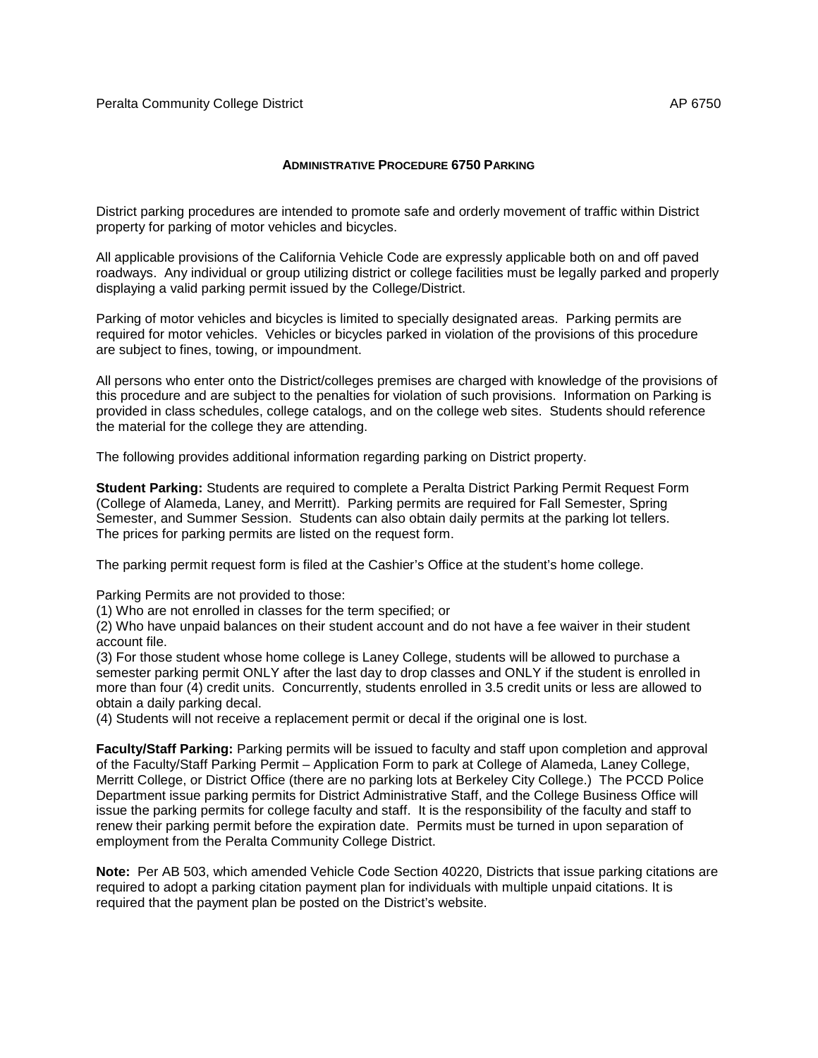# Administrative Procedure 6750 Parking

District parking procedures are intended to promote safe and orderly movement of traffic within District property for parking of motor vehicles and bicycles.

All applicable provisions of the California Vehicle Code are expressly applicable both on and off paved roadways. Any individual or group utilizing district or college facilities must be legally parked and properly displaying a valid parking permit issued by the College/District.

Parking of motor vehicles and bicycles is limited to specially designated areas. Parking permits are required for motor vehicles. Vehicles or bicycles parked in violation of the provisions of this procedure are subject to fines, towing, or impoundment.

All persons who enter onto the District/colleges premises are charged with knowledge of the provisions of this procedure and are subject to the penalties for violation of such provisions. Information on Parking is provided in class schedules, college catalogs, and on the college web sites. Students should reference the material for the college they are attending.

The following provides additional information regarding parking on District property.

**Student Parking:** Students are required to complete a Peralta District Parking Permit Request Form (College of Alameda, Laney, and Merritt). Parking permits are required for Fall Semester, Spring Semester, and Summer Session. Students can also obtain daily permits at the parking lot tellers. The prices for parking permits are listed on the request form.

The parking permit request form is filed at the Cashier's Office at the student's home college.

Parking Permits are not provided to those:
(1) Who are not enrolled in classes for the term specified; or
(2) Who have unpaid balances on their student account and do not have a fee waiver in their student account file.
(3) For those student whose home college is Laney College, students will be allowed to purchase a semester parking permit ONLY after the last day to drop classes and ONLY if the student is enrolled in more than four (4) credit units. Concurrently, students enrolled in 3.5 credit units or less are allowed to obtain a daily parking decal.
(4) Students will not receive a replacement permit or decal if the original one is lost.

**Faculty/Staff Parking:** Parking permits will be issued to faculty and staff upon completion and approval of the Faculty/Staff Parking Permit – Application Form to park at College of Alameda, Laney College, Merritt College, or District Office (there are no parking lots at Berkeley City College.) The PCCD Police Department issue parking permits for District Administrative Staff, and the College Business Office will issue the parking permits for college faculty and staff. It is the responsibility of the faculty and staff to renew their parking permit before the expiration date. Permits must be turned in upon separation of employment from the Peralta Community College District.

**Note:** Per AB 503, which amended Vehicle Code Section 40220, Districts that issue parking citations are required to adopt a parking citation payment plan for individuals with multiple unpaid citations. It is required that the payment plan be posted on the District's website.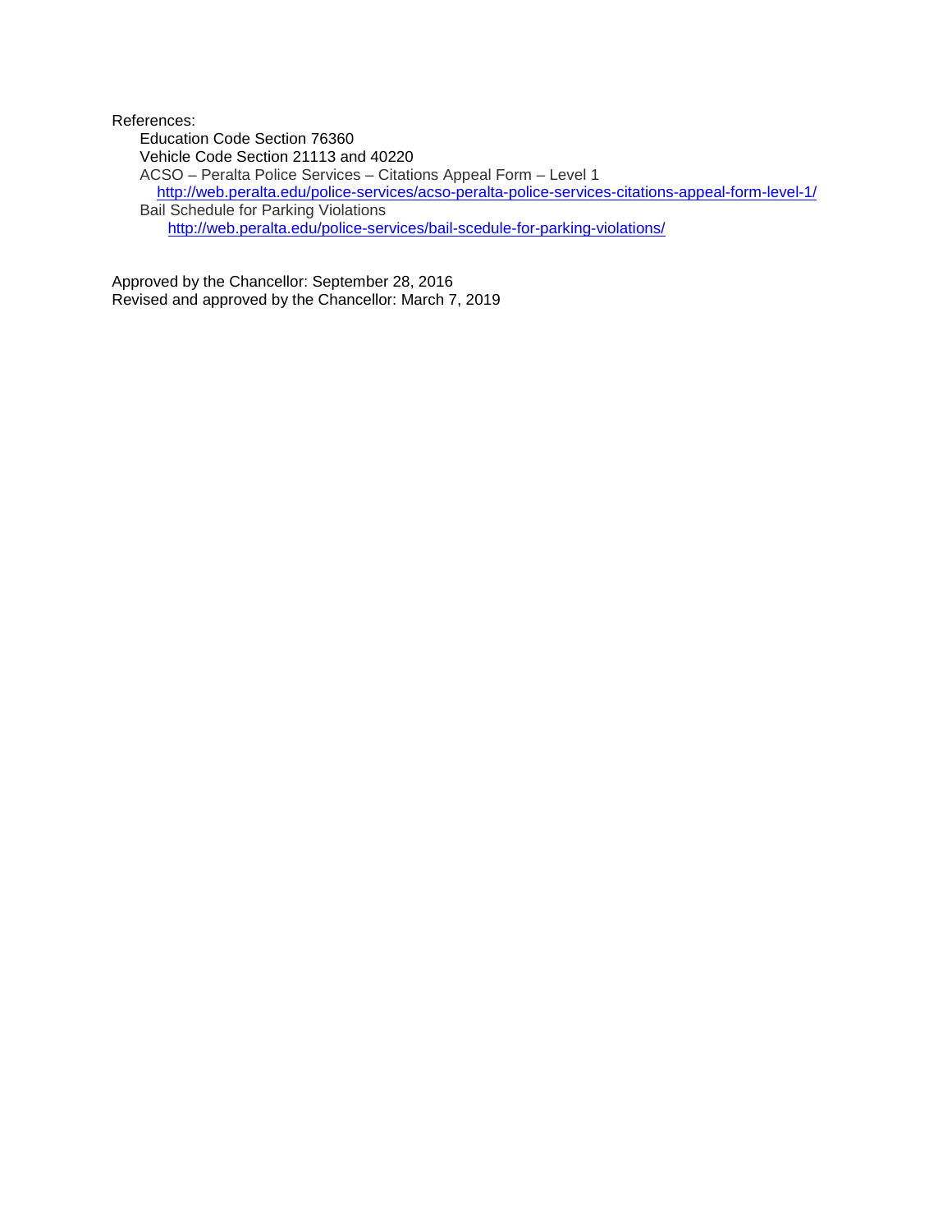References:

- Education Code Section 76360
- Vehicle Code Section 21113 and 40220
- ACSO – Peralta Police Services – Citations Appeal Form – Level 1
  - http://web.peralta.edu/police-services/acso-peralta-police-services-citations-appeal-form-level-1/
- Bail Schedule for Parking Violations
  - http://web.peralta.edu/police-services/bail-scedule-for-parking-violations/

Approved by the Chancellor: September 28, 2016
Revised and approved by the Chancellor: March 7, 2019